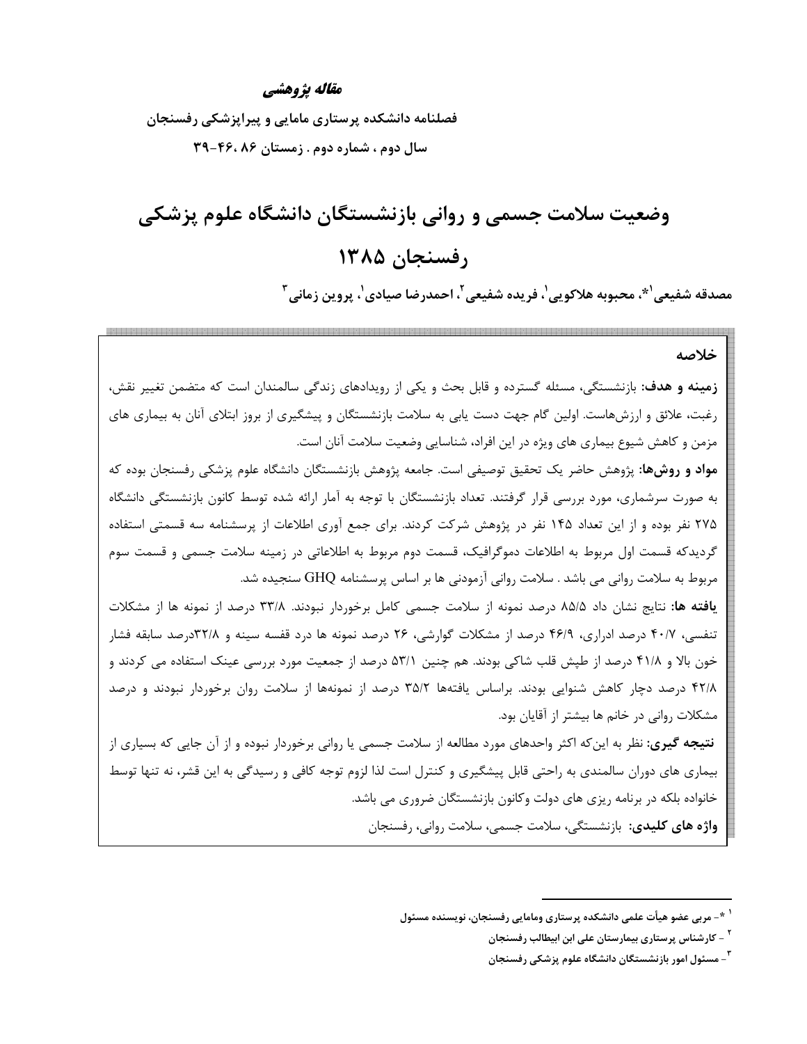**مقاله پژوهشی**

**فصلنامه دانشکده پرستاری مامایی و پیراپزشکی رفسنجان**

**سال دوم ، شماره دوم . زمستان ۸۶ ،۴۶-۳۹**

# وضعیت سلامت جسمی و روانی بازنشستگان دانشگاه علوم پزشکی رفسنجان ۱۳۸۵

**مصدقه شفیعی[1]*، محبوبه هلاکویی[1]، فریده شفیعی[2]، احمدرضا صیادی[1]، پروین زمانی[3]**

## خلاصه

**زمینه و هدف:** بازنشستگی، مسئله گسترده و قابل بحث و یکی از رویدادهای زندگی سالمندان است که متضمن تغییر نقش، رغبت، علائق و ارزش‌هاست. اولین گام جهت دست یابی به سلامت بازنشستگان و پیشگیری از بروز ابتلای آنان به بیماری های مزمن و کاهش شیوع بیماری های ویژه در این افراد، شناسایی وضعیت سلامت آنان است.

**مواد و روش‌ها:** پژوهش حاضر یک تحقیق توصیفی است. جامعه پژوهش بازنشستگان دانشگاه علوم پزشکی رفسنجان بوده که به صورت سرشماری، مورد بررسی قرار گرفتند. تعداد بازنشستگان با توجه به آمار ارائه شده توسط کانون بازنشستگی دانشگاه ۲۷۵ نفر بوده و از این تعداد ۱۴۵ نفر در پژوهش شرکت کردند. برای جمع آوری اطلاعات از پرسشنامه سه قسمتی استفاده گردیدکه قسمت اول مربوط به اطلاعات دموگرافیک، قسمت دوم مربوط به اطلاعاتی در زمینه سلامت جسمی و قسمت سوم مربوط به سلامت روانی می باشد . سلامت روانی آزمودنی ها بر اساس پرسشنامه GHQ سنجیده شد.

**یافته ها:** نتایج نشان داد ۸۵/۵ درصد نمونه از سلامت جسمی کامل برخوردار نبودند. ۳۳/۸ درصد از نمونه ها از مشکلات تنفسی، ۴۰/۷ درصد ادراری، ۴۶/۹ درصد از مشکلات گوارشی، ۲۶ درصد نمونه ها درد قفسه سینه و ۳۲/۸درصد سابقه فشار خون بالا و ۴۱/۸ درصد از طپش قلب شاکی بودند. هم چنین ۵۳/۱ درصد از جمعیت مورد بررسی عینک استفاده می کردند و ۴۲/۸ درصد دچار کاهش شنوایی بودند. براساس یافته‌ها ۳۵/۲ درصد از نمونه‌ها از سلامت روان برخوردار نبودند و درصد مشکلات روانی در خانم ها بیشتر از آقایان بود.

**نتیجه گیری:** نظر به این‌که اکثر واحدهای مورد مطالعه از سلامت جسمی یا روانی برخوردار نبوده و از آن جایی که بسیاری از بیماری های دوران سالمندی به راحتی قابل پیشگیری و کنترل است لذا لزوم توجه کافی و رسیدگی به این قشر، نه تنها توسط خانواده بلکه در برنامه ریزی های دولت وکانون بازنشستگان ضروری می باشد.

**واژه های کلیدی:** بازنشستگی، سلامت جسمی، سلامت روانی، رفسنجان

---

[1] *- مربی عضو هیأت علمی دانشکده پرستاری ومامایی رفسنجان، نویسنده مسئول

[2] - کارشناس پرستاری بیمارستان علی ابن ابیطالب رفسنجان

[3] - مسئول امور بازنشستگان دانشگاه علوم پزشکی رفسنجان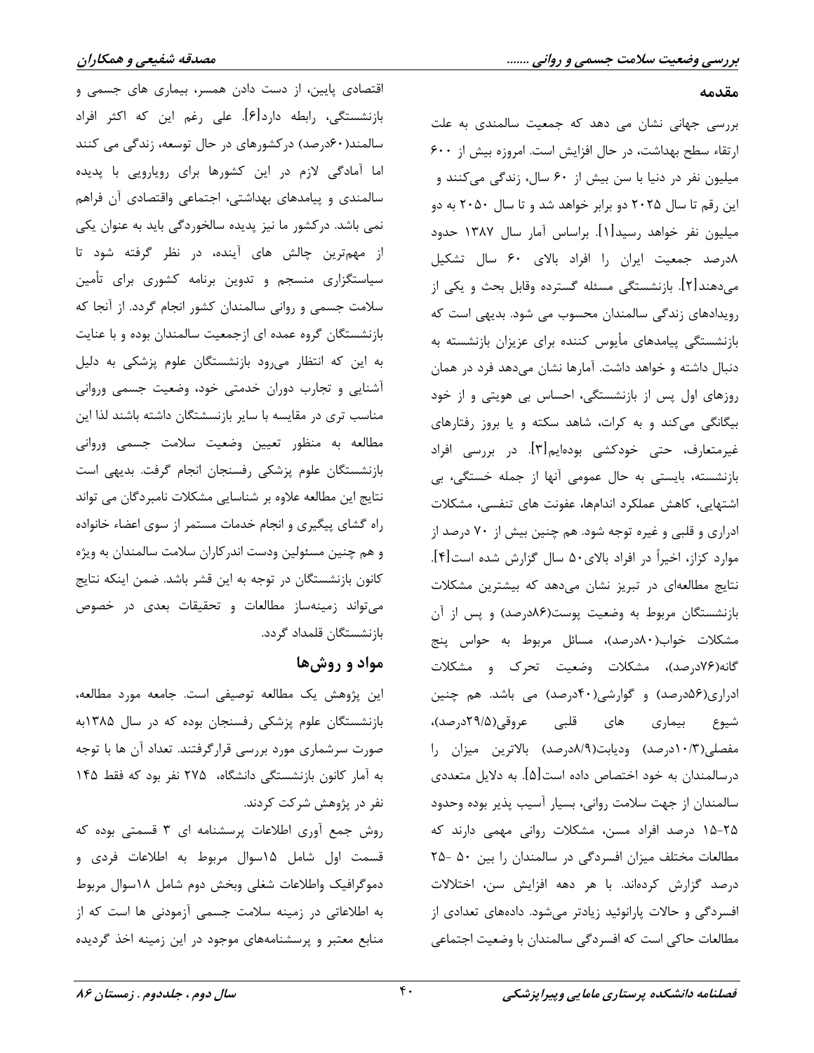## مقدمه

بررسی جهانی نشان می دهد که جمعیت سالمندی به علت ارتقاء سطح بهداشت، در حال افزایش است. امروزه بیش از ۶۰۰ میلیون نفر در دنیا با سن بیش از ۶۰ سال، زندگی می‌کنند و این رقم تا سال ۲۰۲۵ دو برابر خواهد شد و تا سال ۲۰۵۰ به دو میلیون نفر خواهد رسید[۱]. براساس آمار سال ۱۳۸۷ حدود ۸درصد جمعیت ایران را افراد بالای ۶۰ سال تشکیل می‌دهند[۲]. بازنشستگی مسئله گسترده وقابل بحث و یکی از رویدادهای زندگی سالمندان محسوب می شود. بدیهی است که بازنشستگی پیامدهای مأیوس کننده برای عزیزان بازنشسته به دنبال داشته و خواهد داشت. آمارها نشان می‌دهد فرد در همان روزهای اول پس از بازنشستگی، احساس بی هویتی و از خود بیگانگی می‌کند و به کرات، شاهد سکته و یا بروز رفتارهای غیرمتعارف، حتی خودکشی بوده‌ایم[۳]. در بررسی افراد بازنشسته، بایستی به حال عمومی آنها از جمله خستگی، بی اشتهایی، کاهش عملکرد اندامها، عفونت های تنفسی، مشکلات ادراری و قلبی و غیره توجه شود. هم چنین بیش از ۷۰ درصد از موارد کزاز، اخیراً در افراد بالای۵۰ سال گزارش شده است[۴]. نتایج مطالعه‌ای در تبریز نشان می‌دهد که بیشترین مشکلات بازنشستگان مربوط به وضعیت پوست(۸۶درصد) و پس از آن مشکلات خواب(۸۰درصد)، مسائل مربوط به حواس پنج گانه(۷۶درصد)، مشکلات وضعیت تحرک و مشکلات ادراری(۵۶درصد) و گوارشی(۴۰درصد) می باشد. هم چنین شیوع بیماری های قلبی عروقی(۲۹/۵درصد)، مفصلی(۱۰/۳درصد) ودیابت(۸/۹درصد) بالاترین میزان را درسالمندان به خود اختصاص داده است[۵]. به دلایل متعددی سالمندان از جهت سلامت روانی، بسیار آسیب پذیر بوده وحدود ۲۵-۱۵ درصد افراد مسن، مشکلات روانی مهمی دارند که مطالعات مختلف میزان افسردگی در سالمندان را بین ۵۰ -۲۵ درصد گزارش کرده‌اند. با هر دهه افزایش سن، اختلالات افسردگی و حالات پارانوئید زیادتر می‌شود. داده‌های تعدادی از مطالعات حاکی است که افسردگی سالمندان با وضعیت اجتماعی اقتصادی پایین، از دست دادن همسر، بیماری های جسمی و بازنشستگی، رابطه دارد[۶]. علی رغم این که اکثر افراد سالمند(۶۰درصد) درکشورهای در حال توسعه، زندگی می کنند اما آمادگی لازم در این کشورها برای رویارویی با پدیده سالمندی و پیامدهای بهداشتی، اجتماعی واقتصادی آن فراهم نمی باشد. درکشور ما نیز پدیده سالخوردگی باید به عنوان یکی از مهم‌ترین چالش های آینده، در نظر گرفته شود تا سیاستگزاری منسجم و تدوین برنامه کشوری برای تأمین سلامت جسمی و روانی سالمندان کشور انجام گردد. از آنجا که بازنشستگان گروه عمده ای ازجمعیت سالمندان بوده و با عنایت به این که انتظار می‌رود بازنشستگان علوم پزشکی به دلیل آشنایی و تجارب دوران خدمتی خود، وضعیت جسمی وروانی مناسب تری در مقایسه با سایر بازنسشتگان داشته باشند لذا این مطالعه به منظور تعیین وضعیت سلامت جسمی وروانی بازنشستگان علوم پزشکی رفسنجان انجام گرفت. بدیهی است نتایج این مطالعه علاوه بر شناسایی مشکلات نامبردگان می تواند راه گشای پیگیری و انجام خدمات مستمر از سوی اعضاء خانواده و هم چنین مسئولین ودست اندرکاران سلامت سالمندان به ویژه کانون بازنشستگان در توجه به این قشر باشد. ضمن اینکه نتایج می‌تواند زمینه‌ساز مطالعات و تحقیقات بعدی در خصوص بازنشستگان قلمداد گردد.

## مواد و روش‌ها

این پژوهش یک مطالعه توصیفی است. جامعه مورد مطالعه، بازنشستگان علوم پزشکی رفسنجان بوده که در سال ۱۳۸۵به صورت سرشماری مورد بررسی قرارگرفتند. تعداد آن ها با توجه به آمار کانون بازنشستگی دانشگاه، ۲۷۵ نفر بود که فقط ۱۴۵ نفر در پژوهش شرکت کردند.

روش جمع آوری اطلاعات پرسشنامه ای ۳ قسمتی بوده که قسمت اول شامل ۱۵سوال مربوط به اطلاعات فردی و دموگرافیک واطلاعات شغلی وبخش دوم شامل ۱۸سوال مربوط به اطلاعاتی در زمینه سلامت جسمی آزمودنی ها است که از منابع معتبر و پرسشنامه‌های موجود در این زمینه اخذ گردیده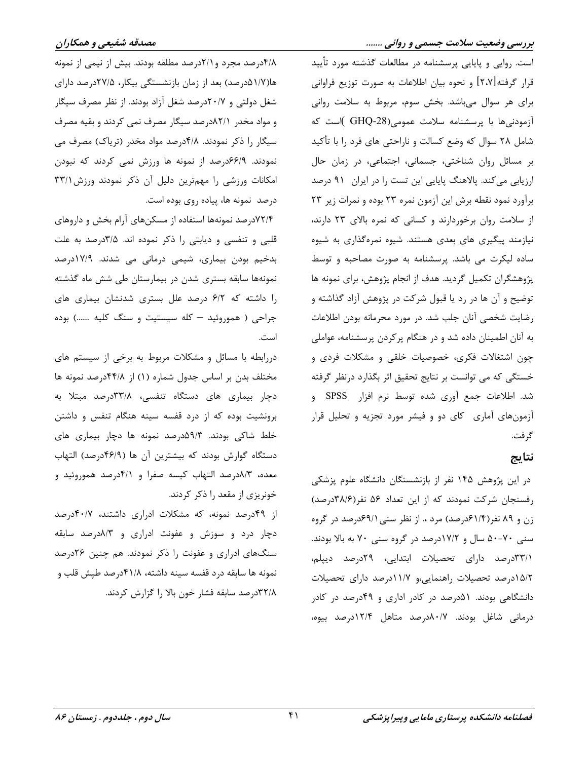است. روایی و پایایی پرسشنامه در مطالعات گذشته مورد تأیید قرار گرفته[۲،۷] و نحوه بیان اطلاعات به صورت توزیع فراوانی برای هر سوال می‌باشد. بخش سوم، مربوط به سلامت روانی آزمودنی‌ها با پرسشنامه سلامت عمومی(GHQ-28 )است که شامل ۲۸ سوال که وضع کسالت و ناراحتی های فرد را با تأکید بر مسائل روان شناختی، جسمانی، اجتماعی، در زمان حال ارزیابی می‌کند. پالاهنگ پایایی این تست را در ایران ۹۱ درصد برآورد نمود نقطه برش این آزمون نمره ۲۳ بوده و نمرات زیر ۲۳ از سلامت روان برخوردارند و کسانی که نمره بالای ۲۳ دارند، نیازمند پیگیری های بعدی هستند. شیوه نمره‌گذاری به شیوه ساده لیکرت می باشد. پرسشنامه به صورت مصاحبه و توسط پژوهشگران تکمیل گردید. هدف از انجام پژوهش، برای نمونه ها توضیح و آن ها در رد یا قبول شرکت در پژوهش آزاد گذاشته و رضایت شخصی آنان جلب شد. در مورد محرمانه بودن اطلاعات به آنان اطمینان داده شد و در هنگام پرکردن پرسشنامه، عواملی چون اشتغالات فکری، خصوصیات خلقی و مشکلات فردی و خستگی که می توانست بر نتایج تحقیق اثر بگذارد درنظر گرفته شد. اطلاعات جمع آوری شده توسط نرم افزار SPSS و آزمون‌های آماری کای دو و فیشر مورد تجزیه و تحلیل قرار گرفت.

## نتایج

در این پژوهش ۱۴۵ نفر از بازنشستگان دانشگاه علوم پزشکی رفسنجان شرکت نمودند که از این تعداد ۵۶ نفر(۳۸/۶درصد) زن و ۸۹ نفر(۶۱/۴درصد) مرد ،. از نظر سنی ۶۹/۱درصد در گروه سنی ۷۰-۵۰ سال و ۱۷/۲درصد در گروه سنی ۷۰ به بالا بودند. ۳۳/۱درصد دارای تحصیلات ابتدایی، ۲۹درصد دیپلم، ۱۵/۲درصد تحصیلات راهنمایی،و ۱۱/۷درصد دارای تحصیلات دانشگاهی بودند. ۵۱درصد در کادر اداری و ۴۹درصد در کادر درمانی شاغل بودند. ۸۰/۷درصد متاهل ۱۲/۴درصد بیوه، ۴/۸درصد مجرد و ۲/۱درصد مطلقه بودند. بیش از نیمی از نمونه ها(۵۱/۷درصد) بعد از زمان بازنشستگی بیکار، ۲۷/۵درصد دارای شغل دولتی و ۲۰/۷درصد شغل آزاد بودند. از نظر مصرف سیگار و مواد مخدر ۸۲/۱درصد سیگار مصرف نمی کردند و بقیه مصرف سیگار را ذکر نمودند. ۴/۸درصد مواد مخدر (تریاک) مصرف می نمودند. ۶۶/۹درصد از نمونه ها ورزش نمی کردند که نبودن امکانات ورزشی را مهم‌ترین دلیل آن ذکر نمودند ورزش ۳۳/۱ درصد نمونه ها، پیاده روی بوده است.

۷۲/۴درصد نمونه‌ها استفاده از مسکن‌های آرام بخش و داروهای قلبی و تنفسی و دیابتی را ذکر نموده اند. ۳/۵درصد به علت بدخیم بودن بیماری، شیمی درمانی می شدند. ۱۷/۹درصد نمونه‌ها سابقه بستری شدن در بیمارستان طی شش ماه گذشته را داشته که ۶/۲ درصد علل بستری شدنشان بیماری های جراحی ( هموروئید – کله سیستیت و سنگ کلیه .......) بوده است.

دررابطه با مسائل و مشکلات مربوط به برخی از سیستم های مختلف بدن بر اساس جدول شماره (۱) از ۴۴/۸درصد نمونه ها دچار بیماری های دستگاه تنفسی، ۳۳/۸درصد مبتلا به برونشیت بوده که از درد قفسه سینه هنگام تنفس و داشتن خلط شاکی بودند. ۵۹/۳درصد نمونه ها دچار بیماری های دستگاه گوارش بودند که بیشترین آن ها (۴۶/۹درصد) التهاب معده، ۸/۳درصد التهاب کیسه صفرا و ۴/۱درصد هموروئید و خونریزی از مقعد را ذکر کردند.

از ۴۹درصد نمونه، که مشکلات ادراری داشتند، ۴۰/۷درصد دچار درد و سوزش و عفونت ادراری و ۸/۳درصد سابقه سنگ‌های ادراری و عفونت را ذکر نمودند. هم چنین ۲۶درصد نمونه ها سابقه درد قفسه سینه داشته، ۴۱/۸درصد طپش قلب و ۳۲/۸درصد سابقه فشار خون بالا را گزارش کردند.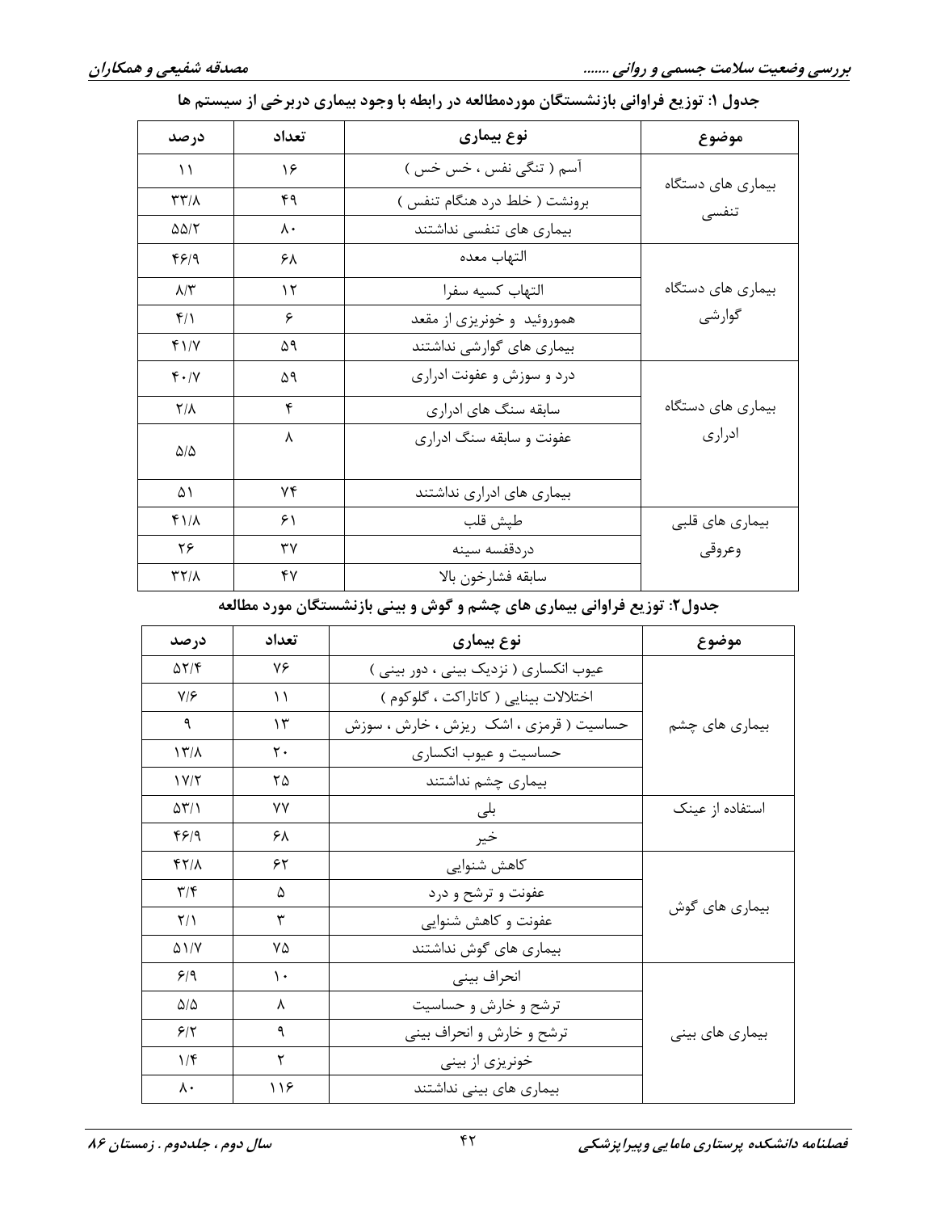**جدول ۱: توزیع فراوانی بازنشستگان موردمطالعه در رابطه با وجود بیماری دربرخی از سیستم ها**

| موضوع | نوع بیماری | تعداد | درصد |
|---|---|---|---|
| بیماری های دستگاه تنفسی | آسم ( تنگی نفس ، خس خس ) | ۱۶ | ۱۱ |
| | برونشت ( خلط درد هنگام تنفس ) | ۴۹ | ۳۳/۸ |
| | بیماری های تنفسی نداشتند | ۸۰ | ۵۵/۲ |
| بیماری های دستگاه گوارشی | التهاب معده | ۶۸ | ۴۶/۹ |
| | التهاب کسیه سفرا | ۱۲ | ۸/۳ |
| | هموروئید و خونریزی از مقعد | ۶ | ۴/۱ |
| | بیماری های گوارشی نداشتند | ۵۹ | ۴۱/۷ |
| بیماری های دستگاه ادراری | درد و سوزش و عفونت ادراری | ۵۹ | ۴۰/۷ |
| | سابقه سنگ های ادراری | ۴ | ۲/۸ |
| | عفونت و سابقه سنگ ادراری | ۸ | ۵/۵ |
| | بیماری های ادراری نداشتند | ۷۴ | ۵۱ |
| بیماری های قلبی وعروقی | طپش قلب | ۶۱ | ۴۱/۸ |
| | دردقفسه سینه | ۳۷ | ۲۶ |
| | سابقه فشارخون بالا | ۴۷ | ۳۲/۸ |

**جدول۲: توزیع فراوانی بیماری های چشم و گوش و بینی بازنشستگان مورد مطالعه**

| موضوع | نوع بیماری | تعداد | درصد |
|---|---|---|---|
| بیماری های چشم | عیوب انکساری ( نزدیک بینی ، دور بینی ) | ۷۶ | ۵۲/۴ |
| | اختلالات بینایی ( کاتاراکت ، گلوکوم ) | ۱۱ | ۷/۶ |
| | حساسیت ( قرمزی ، اشک ریزش ، خارش ، سوزش | ۱۳ | ۹ |
| | حساسیت و عیوب انکساری | ۲۰ | ۱۳/۸ |
| | بیماری چشم نداشتند | ۲۵ | ۱۷/۲ |
| استفاده از عینک | بلی | ۷۷ | ۵۳/۱ |
| | خیر | ۶۸ | ۴۶/۹ |
| بیماری های گوش | کاهش شنوایی | ۶۲ | ۴۲/۸ |
| | عفونت و ترشح و درد | ۵ | ۳/۴ |
| | عفونت و کاهش شنوایی | ۳ | ۲/۱ |
| | بیماری های گوش نداشتند | ۷۵ | ۵۱/۷ |
| بیماری های بینی | انحراف بینی | ۱۰ | ۶/۹ |
| | ترشح و خارش و حساسیت | ۸ | ۵/۵ |
| | ترشح و خارش و انحراف بینی | ۹ | ۶/۲ |
| | خونریزی از بینی | ۲ | ۱/۴ |
| | بیماری های بینی نداشتند | ۱۱۶ | ۸۰ |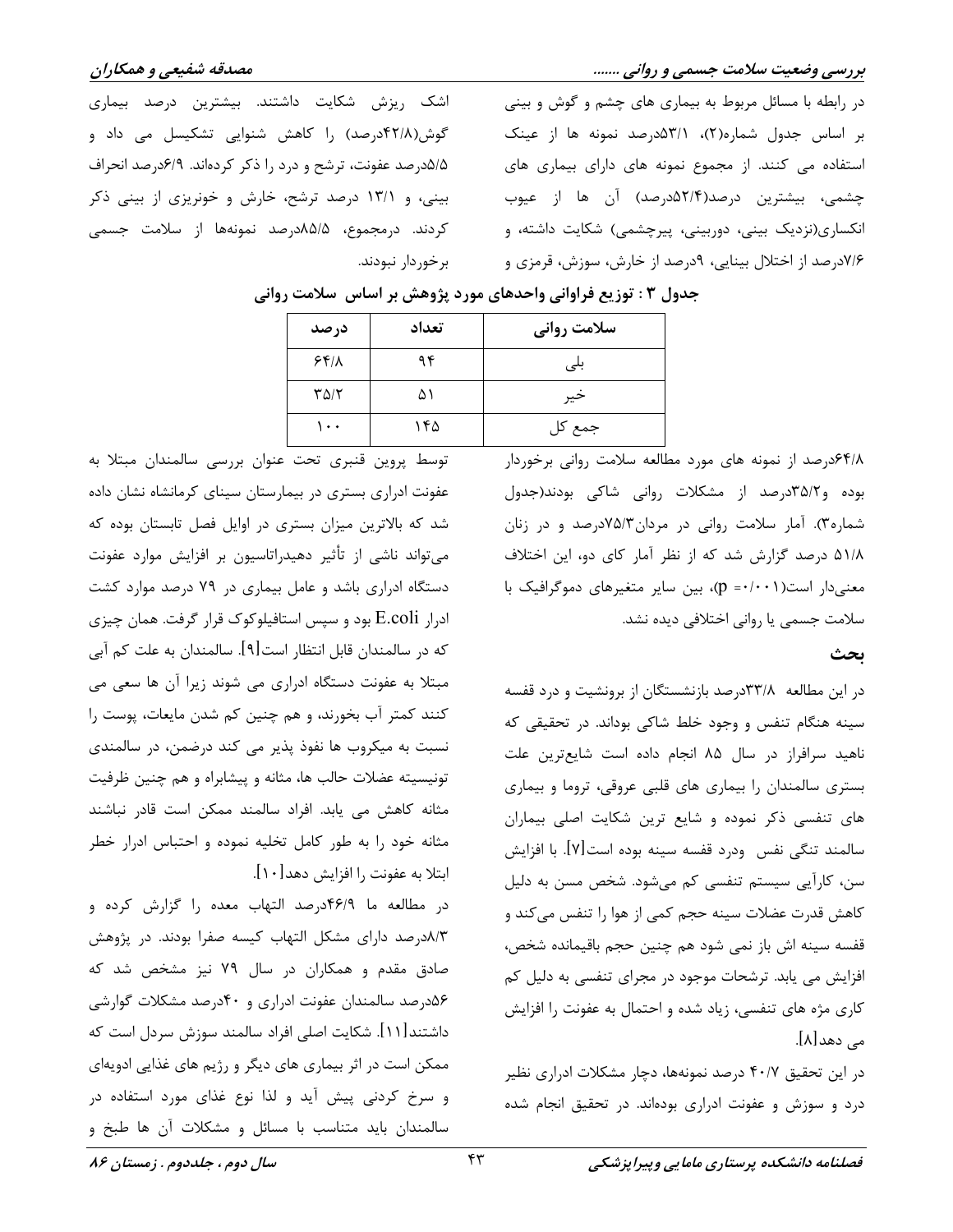در رابطه با مسائل مربوط به بیماری های چشم و گوش و بینی بر اساس جدول شماره(۲)، ۵۳/۱درصد نمونه ها از عینک استفاده می کنند. از مجموع نمونه های دارای بیماری های چشمی، بیشترین درصد(۵۲/۴درصد) آن ها از عیوب انکساری(نزدیک بینی، دوربینی، پیرچشمی) شکایت داشته، و ۷/۶درصد از اختلال بینایی، ۹درصد از خارش، سوزش، قرمزی و اشک ریزش شکایت داشتند. بیشترین درصد بیماری گوش(۴۲/۸درصد) را کاهش شنوایی تشکیسل می داد و ۵/۵درصد عفونت، ترشح و درد را ذکر کرده‌اند. ۶/۹درصد انحراف بینی، و ۱۳/۱ درصد ترشح، خارش و خونریزی از بینی ذکر کردند. درمجموع، ۸۵/۵درصد نمونه‌ها از سلامت جسمی برخوردار نبودند.

**جدول ۳ : توزیع فراوانی واحدهای مورد پژوهش بر اساس سلامت روانی**

| سلامت روانی | تعداد | درصد |
|---|---|---|
| بلی | ۹۴ | ۶۴/۸ |
| خیر | ۵۱ | ۳۵/۲ |
| جمع کل | ۱۴۵ | ۱۰۰ |

۶۴/۸درصد از نمونه های مورد مطالعه سلامت روانی برخوردار بوده و۳۵/۲درصد از مشکلات روانی شاکی بودند(جدول شماره۳). آمار سلامت روانی در مردان۷۵/۳درصد و در زنان ۵۱/۸ درصد گزارش شد که از نظر آمار کای دو، این اختلاف معنی‌دار است(p =۰/۰۰۱)، بین سایر متغیرهای دموگرافیک با سلامت جسمی یا روانی اختلافی دیده نشد.

## بحث

در این مطالعه ۳۳/۸درصد بازنشستگان از برونشیت و درد قفسه سینه هنگام تنفس و وجود خلط شاکی بوداند. در تحقیقی که ناهید سرافراز در سال ۸۵ انجام داده است شایع‌ترین علت بستری سالمندان را بیماری های قلبی عروقی، تروما و بیماری های تنفسی ذکر نموده و شایع ترین شکایت اصلی بیماران سالمند تنگی نفس ودرد قفسه سینه بوده است[۷]. با افزایش سن، کارآیی سیستم تنفسی کم می‌شود. شخص مسن به دلیل کاهش قدرت عضلات سینه حجم کمی از هوا را تنفس می‌کند و قفسه سینه اش باز نمی شود هم چنین حجم باقیمانده شخص، افزایش می یابد. ترشحات موجود در مجرای تنفسی به دلیل کم کاری مژه های تنفسی، زیاد شده و احتمال به عفونت را افزایش می دهد[۸].

در این تحقیق ۴۰/۷ درصد نمونه‌ها، دچار مشکلات ادراری نظیر درد و سوزش و عفونت ادراری بوده‌اند. در تحقیق انجام شده توسط پروین قنبری تحت عنوان بررسی سالمندان مبتلا به عفونت ادراری بستری در بیمارستان سینای کرمانشاه نشان داده شد که بالاترین میزان بستری در اوایل فصل تابستان بوده که می‌تواند ناشی از تأثیر دهیدراتاسیون بر افزایش موارد عفونت دستگاه ادراری باشد و عامل بیماری در ۷۹ درصد موارد کشت ادرار E.coli بود و سپس استافیلوکوک قرار گرفت. همان چیزی که در سالمندان قابل انتظار است[۹]. سالمندان به علت کم آبی مبتلا به عفونت دستگاه ادراری می شوند زیرا آن ها سعی می کنند کمتر آب بخورند، و هم چنین کم شدن مایعات، پوست را نسبت به میکروب ها نفوذ پذیر می کند درضمن، در سالمندی تونیسیته عضلات حالب ها، مثانه و پیشابراه و هم چنین ظرفیت مثانه کاهش می یابد. افراد سالمند ممکن است قادر نباشند مثانه خود را به طور کامل تخلیه نموده و احتباس ادرار خطر ابتلا به عفونت را افزایش دهد[۱۰].

در مطالعه ما ۴۶/۹درصد التهاب معده را گزارش کرده و ۸/۳درصد دارای مشکل التهاب کیسه صفرا بودند. در پژوهش صادق مقدم و همکاران در سال ۷۹ نیز مشخص شد که ۵۶درصد سالمندان عفونت ادراری و ۴۰درصد مشکلات گوارشی داشتند[۱۱]. شکایت اصلی افراد سالمند سوزش سردل است که ممکن است در اثر بیماری های دیگر و رژیم های غذایی ادویه‌ای و سرخ کردنی پیش آید و لذا نوع غذای مورد استفاده در سالمندان باید متناسب با مسائل و مشکلات آن ها طبخ و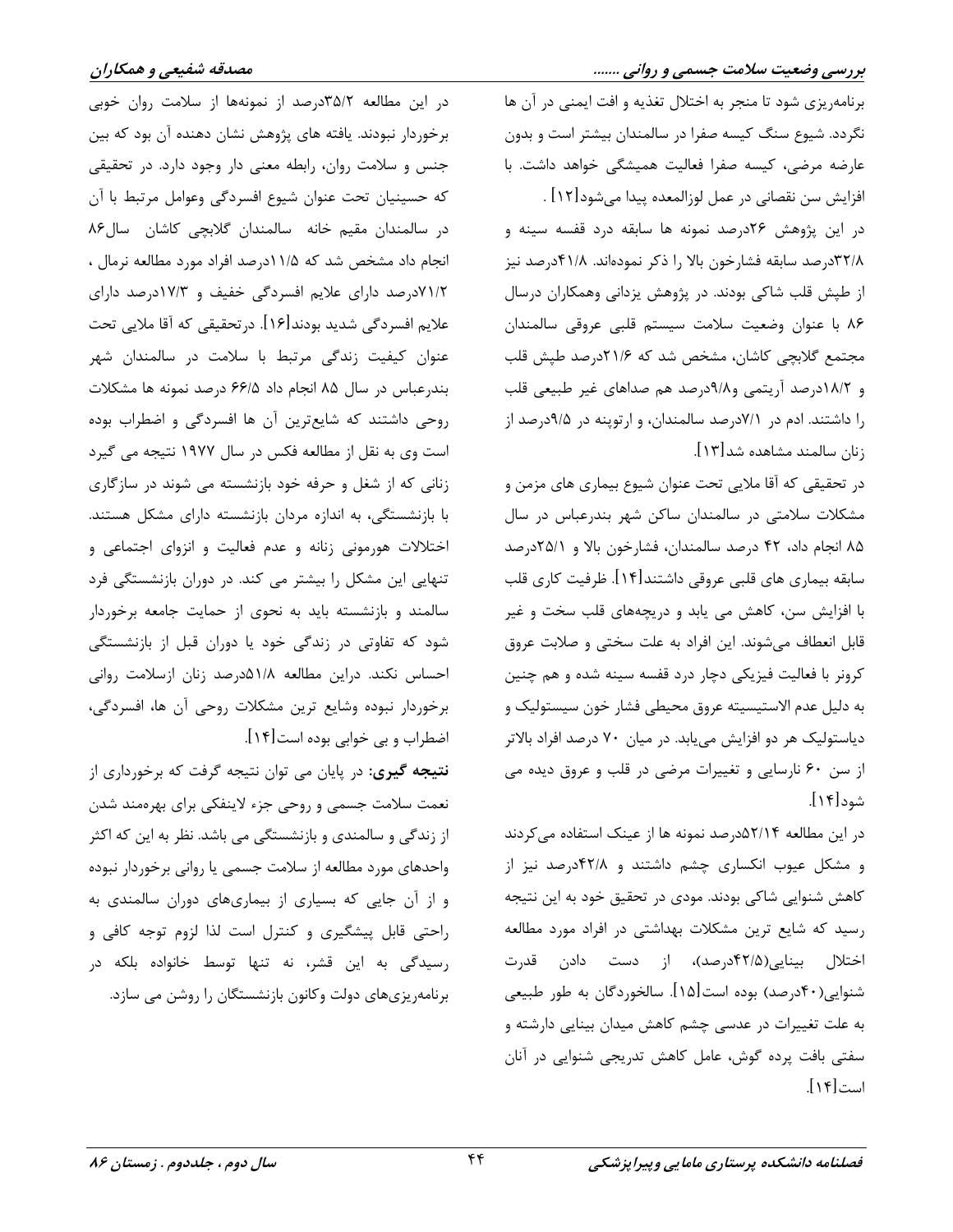برنامه‌ریزی شود تا منجر به اختلال تغذیه و افت ایمنی در آن ها نگردد. شیوع سنگ کیسه صفرا در سالمندان بیشتر است و بدون عارضه مرضی، کیسه صفرا فعالیت همیشگی خواهد داشت. با افزایش سن نقصانی در عمل لوزالمعده پیدا می‌شود[۱۲] .

در این پژوهش ۲۶درصد نمونه ها سابقه درد قفسه سینه و ۳۲/۸درصد سابقه فشارخون بالا را ذکر نموده‌اند. ۴۱/۸درصد نیز از طپش قلب شاکی بودند. در پژوهش یزدانی وهمکاران درسال ۸۶ با عنوان وضعیت سلامت سیستم قلبی عروقی سالمندان مجتمع گلابچی کاشان، مشخص شد که ۲۱/۶درصد طپش قلب و ۱۸/۲درصد آریتمی و۹/۸درصد هم صداهای غیر طبیعی قلب را داشتند. ادم در ۷/۱درصد سالمندان، و ارتوپنه در ۹/۵درصد از زنان سالمند مشاهده شد[۱۳].

در تحقیقی که آقا ملایی تحت عنوان شیوع بیماری های مزمن و مشکلات سلامتی در سالمندان ساکن شهر بندرعباس در سال ۸۵ انجام داد، ۴۲ درصد سالمندان، فشارخون بالا و ۲۵/۱درصد سابقه بیماری های قلبی عروقی داشتند[۱۴]. ظرفیت کاری قلب با افزایش سن، کاهش می یابد و دریچه‌های قلب سخت و غیر قابل انعطاف می‌شوند. این افراد به علت سختی و صلابت عروق کرونر با فعالیت فیزیکی دچار درد قفسه سینه شده و هم چنین به دلیل عدم الاستیسیته عروق محیطی فشار خون سیستولیک و دیاستولیک هر دو افزایش می‌یابد. در میان ۷۰ درصد افراد بالاتر از سن ۶۰ نارسایی و تغییرات مرضی در قلب و عروق دیده می شود[۱۴].

در این مطالعه ۵۲/۱۴درصد نمونه ها از عینک استفاده می‌کردند و مشکل عیوب انکساری چشم داشتند و ۴۲/۸درصد نیز از کاهش شنوایی شاکی بودند. مودی در تحقیق خود به این نتیجه رسید که شایع ترین مشکلات بهداشتی در افراد مورد مطالعه اختلال بینایی(۴۲/۵درصد)، از دست دادن قدرت شنوایی(۴۰درصد) بوده است[۱۵]. سالخوردگان به طور طبیعی به علت تغییرات در عدسی چشم کاهش میدان بینایی دارشته و سفتی بافت پرده گوش، عامل کاهش تدریجی شنوایی در آنان است[۱۴].

در این مطالعه ۳۵/۲درصد از نمونه‌ها از سلامت روان خوبی برخوردار نبودند. یافته های پژوهش نشان دهنده آن بود که بین جنس و سلامت روان، رابطه معنی دار وجود دارد. در تحقیقی که حسینیان تحت عنوان شیوع افسردگی وعوامل مرتبط با آن در سالمندان مقیم خانه سالمندان گلابچی کاشان سال۸۶ انجام داد مشخص شد که ۱۱/۵درصد افراد مورد مطالعه نرمال ، ۷۱/۲درصد دارای علایم افسردگی خفیف و ۱۷/۳درصد دارای علایم افسردگی شدید بودند[۱۶]. درتحقیقی که آقا ملایی تحت عنوان کیفیت زندگی مرتبط با سلامت در سالمندان شهر بندرعباس در سال ۸۵ انجام داد ۶۶/۵ درصد نمونه ها مشکلات روحی داشتند که شایع‌ترین آن ها افسردگی و اضطراب بوده است وی به نقل از مطالعه فکس در سال ۱۹۷۷ نتیجه می گیرد زنانی که از شغل و حرفه خود بازنشسته می شوند در سازگاری با بازنشستگی، به اندازه مردان بازنشسته دارای مشکل هستند. اختلالات هورمونی زنانه و عدم فعالیت و انزوای اجتماعی و تنهایی این مشکل را بیشتر می کند. در دوران بازنشستگی فرد سالمند و بازنشسته باید به نحوی از حمایت جامعه برخوردار شود که تفاوتی در زندگی خود یا دوران قبل از بازنشستگی احساس نکند. دراین مطالعه ۵۱/۸درصد زنان ازسلامت روانی برخوردار نبوده وشایع ترین مشکلات روحی آن ها، افسردگی، اضطراب و بی خوابی بوده است[۱۴].

**نتیجه گیری:** در پایان می توان نتیجه گرفت که برخورداری از نعمت سلامت جسمی و روحی جزء لاینفکی برای بهره‌مند شدن از زندگی و سالمندی و بازنشستگی می باشد. نظر به این که اکثر واحدهای مورد مطالعه از سلامت جسمی یا روانی برخوردار نبوده و از آن جایی که بسیاری از بیماری‌های دوران سالمندی به راحتی قابل پیشگیری و کنترل است لذا لزوم توجه کافی و رسیدگی به این قشر، نه تنها توسط خانواده بلکه در برنامه‌ریزی‌های دولت وکانون بازنشستگان را روشن می سازد.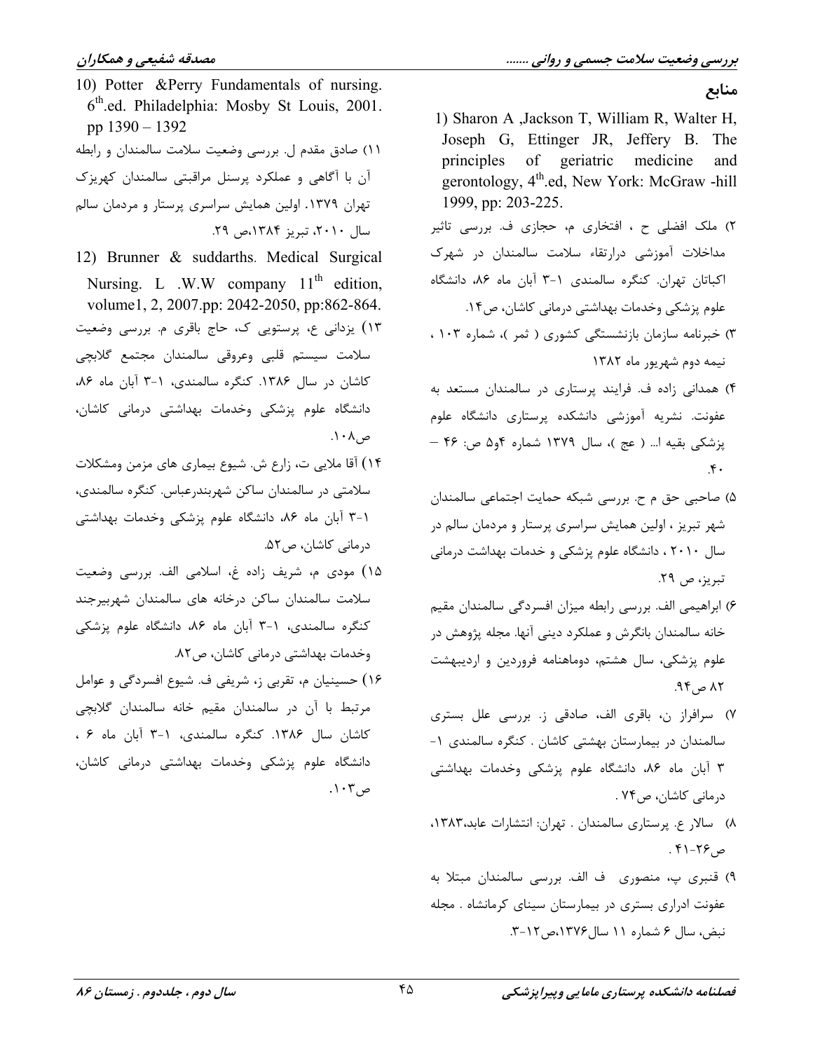## منابع

1) Sharon A ,Jackson T, William R, Walter H, Joseph G, Ettinger JR, Jeffery B. The principles of geriatric medicine and gerontology, 4th.ed, New York: McGraw -hill 1999, pp: 203-225.

۲) ملک افضلی ح ، افتخاری م، حجازی ف. بررسی تاثیر مداخلات آموزشی درارتقاء سلامت سالمندان در شهرک اکباتان تهران. کنگره سالمندی ۱-۳ آبان ماه ۸۶، دانشگاه علوم پزشکی وخدمات بهداشتی درمانی کاشان، ص۱۴.

۳) خبرنامه سازمان بازنشستگی کشوری ( ثمر )، شماره ۱۰۳ ، نیمه دوم شهریور ماه ۱۳۸۲

۴) همدانی زاده ف. فرایند پرستاری در سالمندان مستعد به عفونت. نشریه آموزشی دانشکده پرستاری دانشگاه علوم پزشکی بقیه ا... ( عج )، سال ۱۳۷۹ شماره ۴و۵ ص: ۴۶ – ۴۰.

۵) صاحبی حق م ح. بررسی شبکه حمایت اجتماعی سالمندان شهر تبریز ، اولین همایش سراسری پرستار و مردمان سالم در سال ۲۰۱۰ ، دانشگاه علوم پزشکی و خدمات بهداشت درمانی تبریز، ص ۲۹.

۶) ابراهیمی الف. بررسی رابطه میزان افسردگی سالمندان مقیم خانه سالمندان بانگرش و عملکرد دینی آنها. مجله پژوهش در علوم پزشکی، سال هشتم، دوماهنامه فروردین و اردیبهشت ۸۲ ص۹۴.

۷) سرافراز ن، باقری الف، صادقی ز. بررسی علل بستری سالمندان در بیمارستان بهشتی کاشان . کنگره سالمندی ۱-۳ آبان ماه ۸۶، دانشگاه علوم پزشکی وخدمات بهداشتی درمانی کاشان، ص۷۴ .

۸) سالار ع. پرستاری سالمندان . تهران: انتشارات عابد،۱۳۸۳، ص۲۶-۴۱ .

۹) قنبری پ، منصوری ف الف. بررسی سالمندان مبتلا به عفونت ادراری بستری در بیمارستان سینای کرمانشاه . مجله نبض، سال ۶ شماره ۱۱ سال۱۳۷۶،ص۱۲-۳.

10) Potter &Perry Fundamentals of nursing. 6th.ed. Philadelphia: Mosby St Louis, 2001. pp 1390 – 1392

۱۱) صادق مقدم ل. بررسی وضعیت سلامت سالمندان و رابطه آن با آگاهی و عملکرد پرسنل مراقبتی سالمندان کهریزک تهران ۱۳۷۹. اولین همایش سراسری پرستار و مردمان سالم سال ۲۰۱۰، تبریز ۱۳۸۴،ص ۲۹.

12) Brunner & suddarths. Medical Surgical Nursing. L .W.W company 11th edition, volume1, 2, 2007.pp: 2042-2050, pp:862-864.

۱۳) یزدانی ع، پرستویی ک، حاج باقری م. بررسی وضعیت سلامت سیستم قلبی وعروقی سالمندان مجتمع گلابچی کاشان در سال ۱۳۸۶. کنگره سالمندی، ۱-۳ آبان ماه ۸۶، دانشگاه علوم پزشکی وخدمات بهداشتی درمانی کاشان، ص۱۰۸.

۱۴) آقا ملایی ت، زارع ش. شیوع بیماری های مزمن ومشکلات سلامتی در سالمندان ساکن شهربندرعباس. کنگره سالمندی، ۱-۳ آبان ماه ۸۶، دانشگاه علوم پزشکی وخدمات بهداشتی درمانی کاشان، ص۵۲.

۱۵) مودی م، شریف زاده غ، اسلامی الف. بررسی وضعیت سلامت سالمندان ساکن درخانه های سالمندان شهربیرجند کنگره سالمندی، ۱-۳ آبان ماه ۸۶، دانشگاه علوم پزشکی وخدمات بهداشتی درمانی کاشان، ص۸۲.

۱۶) حسینیان م، تقربی ز، شریفی ف. شیوع افسردگی و عوامل مرتبط با آن در سالمندان مقیم خانه سالمندان گلابچی کاشان سال ۱۳۸۶. کنگره سالمندی، ۱-۳ آبان ماه ۶ ، دانشگاه علوم پزشکی وخدمات بهداشتی درمانی کاشان، ص۱۰۳.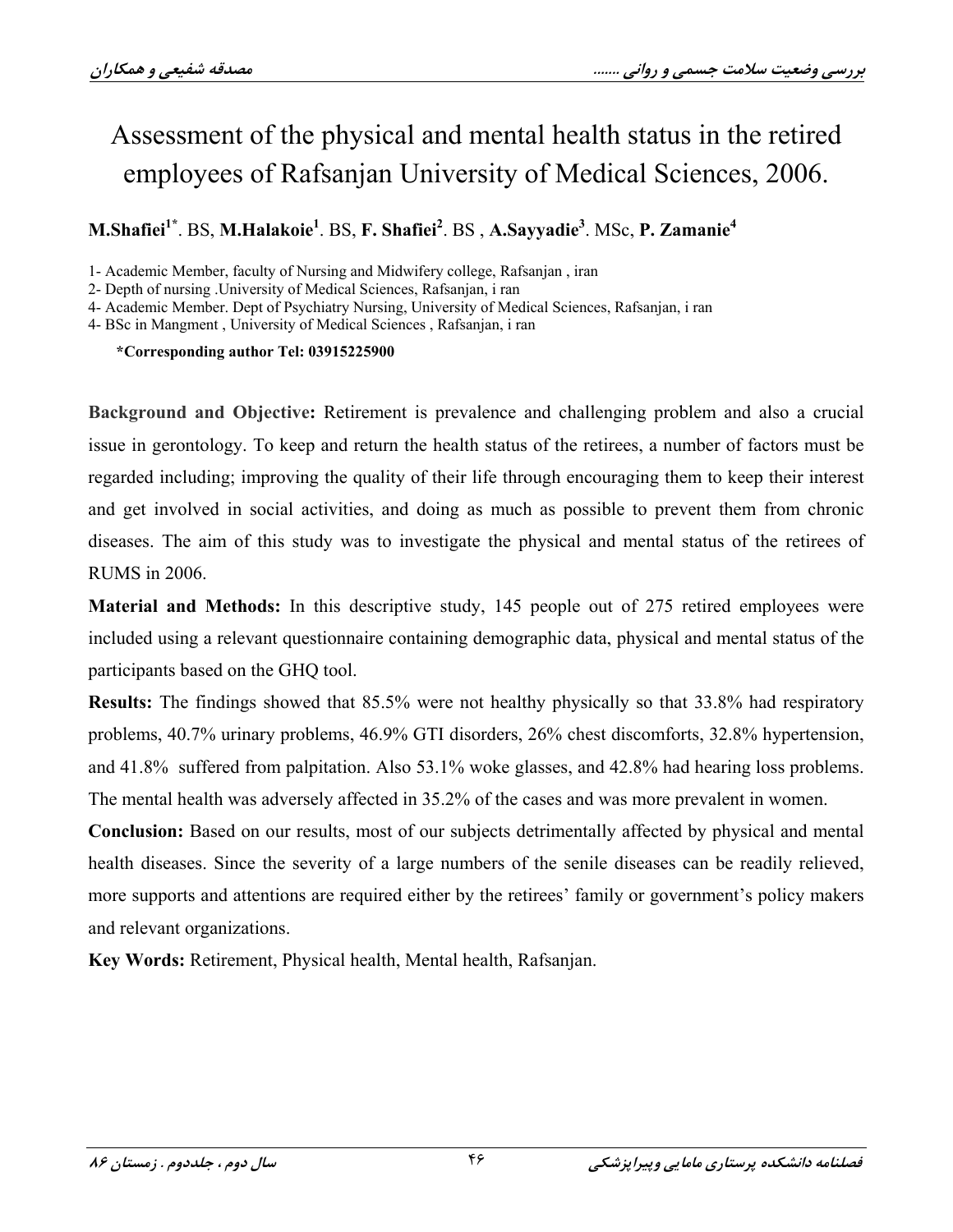# Assessment of the physical and mental health status in the retired employees of Rafsanjan University of Medical Sciences, 2006.

**M.Shafiei[1*]**. BS, **M.Halakoie[1]**. BS, **F. Shafiei[2]**. BS , **A.Sayyadie[3]**. MSc, **P. Zamanie[4]**

1- Academic Member, faculty of Nursing and Midwifery college, Rafsanjan , iran
2- Depth of nursing .University of Medical Sciences, Rafsanjan, i ran
4- Academic Member. Dept of Psychiatry Nursing, University of Medical Sciences, Rafsanjan, i ran
4- BSc in Mangment , University of Medical Sciences , Rafsanjan, i ran

**\*Corresponding author Tel: 03915225900**

**Background and Objective:** Retirement is prevalence and challenging problem and also a crucial issue in gerontology. To keep and return the health status of the retirees, a number of factors must be regarded including; improving the quality of their life through encouraging them to keep their interest and get involved in social activities, and doing as much as possible to prevent them from chronic diseases. The aim of this study was to investigate the physical and mental status of the retirees of RUMS in 2006.

**Material and Methods:** In this descriptive study, 145 people out of 275 retired employees were included using a relevant questionnaire containing demographic data, physical and mental status of the participants based on the GHQ tool.

**Results:** The findings showed that 85.5% were not healthy physically so that 33.8% had respiratory problems, 40.7% urinary problems, 46.9% GTI disorders, 26% chest discomforts, 32.8% hypertension, and 41.8% suffered from palpitation. Also 53.1% woke glasses, and 42.8% had hearing loss problems. The mental health was adversely affected in 35.2% of the cases and was more prevalent in women.

**Conclusion:** Based on our results, most of our subjects detrimentally affected by physical and mental health diseases. Since the severity of a large numbers of the senile diseases can be readily relieved, more supports and attentions are required either by the retirees' family or government's policy makers and relevant organizations.

**Key Words:** Retirement, Physical health, Mental health, Rafsanjan.